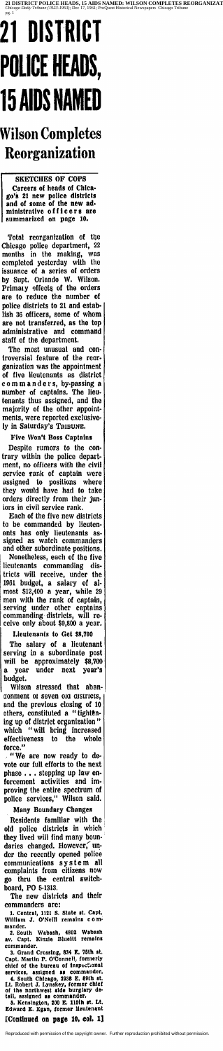# 21 DISTRICT POLICE HEADS, 15 AIDS NAMED

## Wilson Completes Reorganization

**SKETCHES OF COPS**

Careers of heads of Chicago's 21 new police districts and of some of the new administrative officers are summarized on page 10.

Total reorganization of the Chicago police department, 22 months in the making, was completed yesterday with the issuance of a series of orders by Supt. Orlando W. Wilson. Primary effects of the orders are to reduce the number of police districts to 21 and establish 36 officers, some of whom are not transferred, as the top administrative and command staff of the department.

The most unusual and controversial feature of the reorganization was the appointment of five lieutenants as district commanders, by-passing a number of captains. The lieutenants thus assigned, and the majority of the other appointments, were reported exclusively in Saturday's TRIBUNE.

**Five Won't Boss Captains**

Despite rumors to the contrary within the police department, no officers with the civil service rank of captain were assigned to positions where they would have had to take orders directly from their juniors in civil service rank.

Each of the five new districts to be commanded by lieutenants has only lieutenants assigned as watch commanders and other subordinate positions.

Nonetheless, each of the five lieutenants commanding districts will receive, under the 1961 budget, a salary of almost $12,400 a year, while 29 men with the rank of captain, serving under other captains commanding districts, will receive only about $9,800 a year.

**Lieutenants to Get $8,700**

The salary of a lieutenant serving in a subordinate post will be approximately $8,700 a year under next year's budget.

Wilson stressed that abandonment of seven old districts, and the previous closing of 10 others, constituted a "tightening up of district organization" which "will bring increased effectiveness to the whole force."

"We are now ready to devote our full efforts to the next phase . . . stepping up law enforcement activities and improving the entire spectrum of police services," Wilson said.

**Many Boundary Changes**

Residents familiar with the old police districts in which they lived will find many boundaries changed. However, under the recently opened police communications system all complaints from citizens now go thru the central switchboard, PO 5-1313.

The new districts and their commanders are:

1. Central, 1121 S. State st. Capt. William J. O'Neill remains commander.

2. South Wabash, 4802 Wabash av. Capt. Kinzie Bluett remains commander.

3. Grand Crossing, 834 E. 75th st. Capt. Martin P. O'Connell, formerly chief of the bureau of inspectional services, assigned as commander.

4. South Chicago, 2938 E. 89th st. Lt. Robert J. Lynskey, former chief of the northwest side burglary detail, assigned as commander.

5. Kensington, 200 E. 115th st. Lt. Edward E. Egan, former lieutenant

[Continued on page 10, col. 1]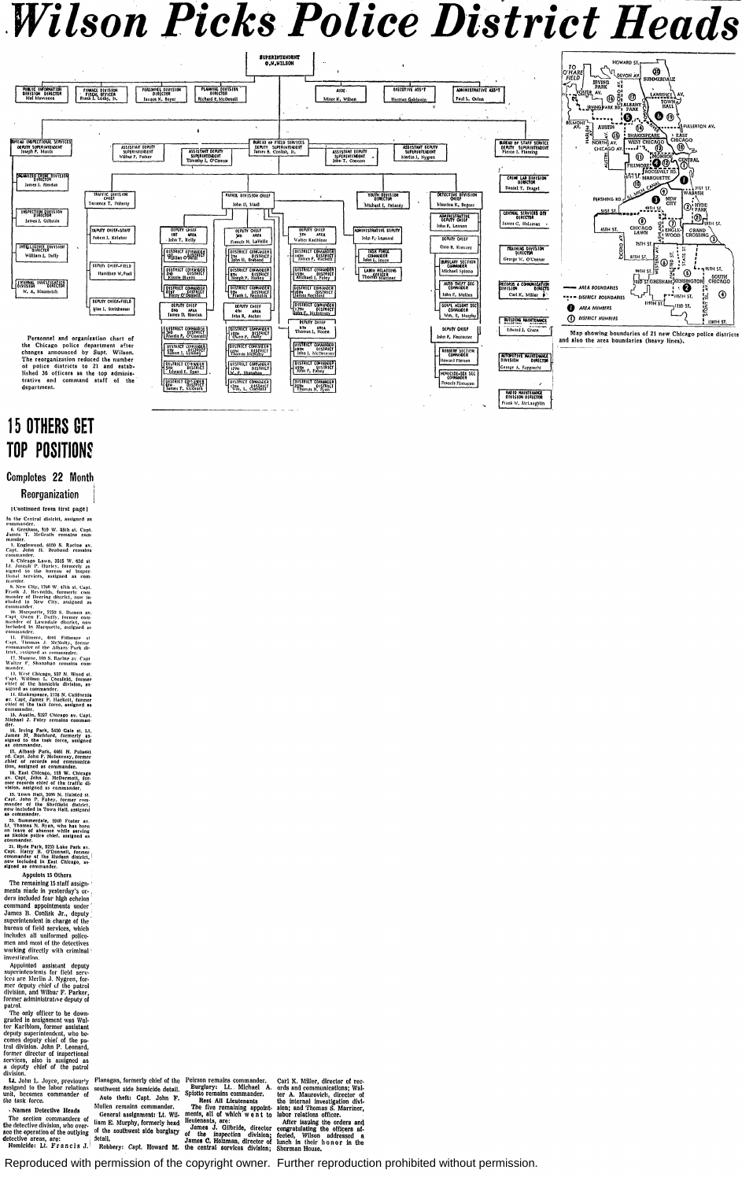# Wilson Picks Police District Heads

Personnel and organization chart of the Chicago police department after changes announced by Supt. Wilson. The reorganization reduced the number of police districts to 21 and established 36 officers as the top administrative and command staff of the department.

Map showing boundaries of 21 new Chicago police districts and also the area boundaries (heavy lines).

## 15 OTHERS GET TOP POSITIONS

### Completes 22 Month Reorganization

[Continued from first page]

In the Central district, assigned as commander.

6. Gresham, 519 W. 88th st. Capt. James T. McGrath remains commander.

7. Englewood, 6100 S. Racine av. Capt. John H. Brabund remains commander.

8. Chicago Lawn, 3515 W. 63d st. Lt. Joseph P. Hurley, formerly assigned to the bureau of inspectional services, assigned as commander.

9. New City, 1700 W. 47th st. Capt. Frank J. Reynolds, formerly commander of Deering district, now included in New City, assigned as commander.

10. Marquette, 2259 S. Damen av. Capt. Owen F. Duffy, former commander of Lawndale district, now included in Marquette, assigned as commander.

11. Fillmore, 4001 Fillmore st. Capt. Thomas J. McNulty, former commander of the Albany Park district, assigned as commander.

12. Monroe, 100 S. Racine av. Capt. Walter F. Shanahan remains commander.

13. West Chicago, 937 N. Wood st. Capt. William L. Chesfield, former chief of the homicide division, assigned as commander.

14. Shakespeare, 2150 N. California av. Capt. James F. Hackett, former chief of the task force, assigned as commander.

15. Austin, 5327 Chicago av. Capt. Michael J. Foley remains commander.

16. Irving Park, 5430 Gale st. Lt. James M. Rochford, formerly assigned to the task force, assigned as commander.

17. Albany Park, 4461 N. Pulaski rd. Capt. John F. McInerney, former chief of records and communication, assigned as commander.

18. East Chicago, 113 W. Chicago av. Capt. John J. McDermott, former records chief of the traffic division, assigned as commander.

19. Town Hall, 3600 N. Halsted st. Capt. John P. Fahey, former commander of the Sheffield district, now included in Town Hall, assigned as commander.

20. Summerdale, 1940 Foster av. Lt. Thomas N. Ryan, who has been on leave of absence while serving as Skokie police chief, assigned as commander.

21. Hyde Park, 5233 Lake Park av. Capt. Harry B. O'Donnell, former commander of the Hudson district, now included in East Chicago, assigned as commander.

**Appoints 15 Others**

The remaining 15 staff assignments made in yesterday's orders included four high echelon command appointments under James B. Conlisk Jr., deputy superintendent in charge of the bureau of field services, which includes all uniformed policemen and most of the detectives working directly with criminal investigation.

Appointed assistant deputy superintendents for field services are Merlin J. Nygren, former deputy chief of the patrol division, and Wilbur F. Parker, former administrative deputy of patrol.

The only officer to be downgraded in assignment was Walter Karlblom, former assistant deputy superintendent, who becomes deputy chief of the patrol division. John P. Leonard, former director of inspectional services, also is assigned as a deputy chief of the patrol division.

Lt. John L. Joyce, previously assigned to the labor relations unit, becomes commander of the task force.

**Names Detective Heads**

The section commanders of the detective division, who oversee the operation of the outlying detective areas, are:

Homicide: Lt. Francis J. Flanagan, formerly chief of the southwest side homicide detail.

Auto theft: Capt. John F. Mullen remains commander.

General assignment: Lt. William E. Murphy, formerly head of the southwest side burglary detail.

Robbery: Capt. Howard M. Peirson remains commander.

Burglary: Lt. Michael A. Spiotto remains commander.

**Rest All Lieutenants**

The five remaining appointments, all of which went to lieutenants, are:

James J. Gilbride, director of the inspection division; James C. Holzman, director of the central services division; Carl K. Miller, director of records and communications; Walter A. Maurovich, director of the internal investigation division; and Thomas S. Marriner, labor relations officer.

After issuing the orders and congratulating the officers affected, Wilson addressed a lunch in their honor in the Sherman House.

Reproduced with permission of the copyright owner. Further reproduction prohibited without permission.